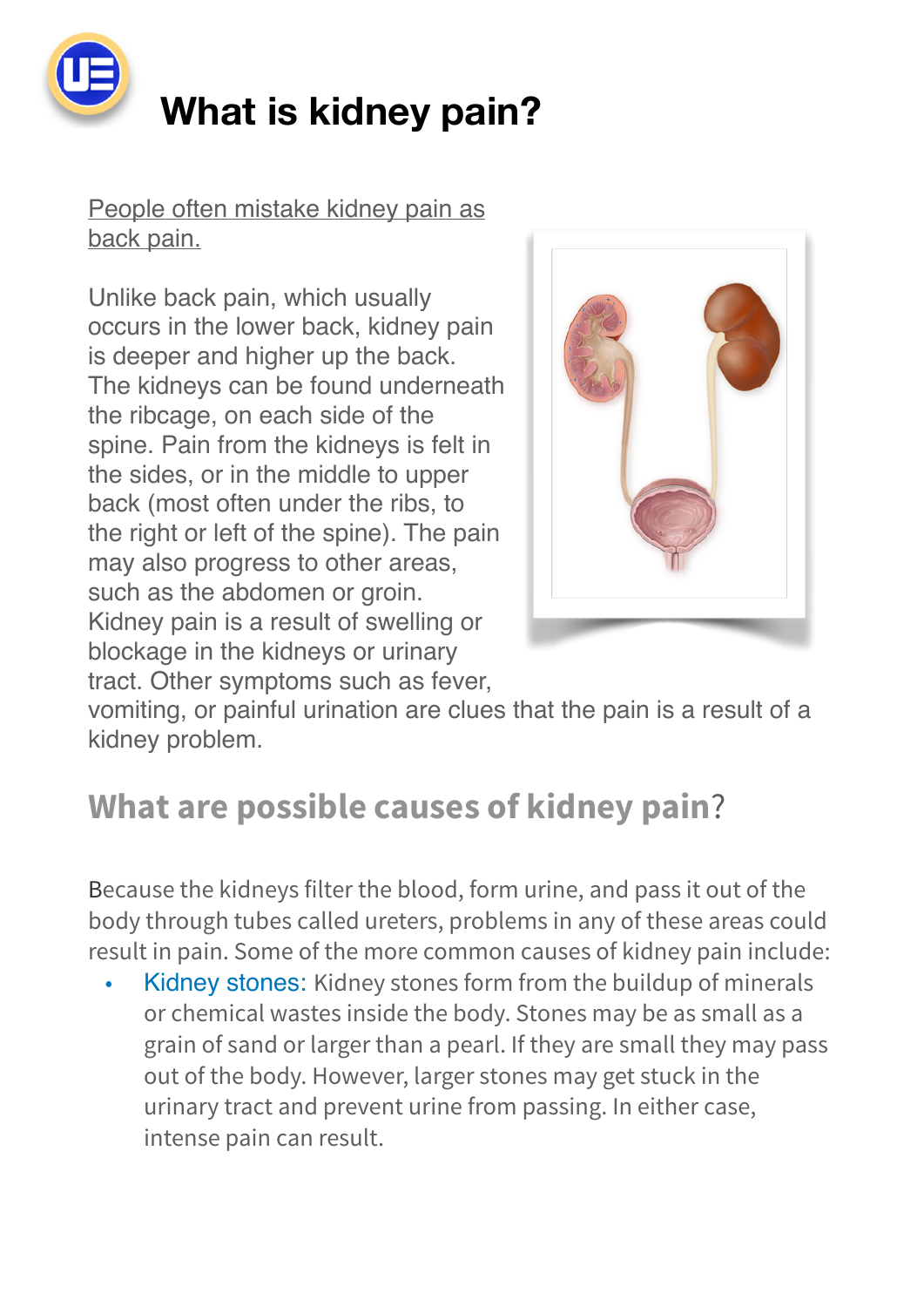# What is kidney pain?

People often mistake kidney pain as back pain.

Unlike back pain, which usually occurs in the lower back, kidney pain is deeper and higher up the back. The kidneys can be found underneath the ribcage, on each side of the spine. Pain from the kidneys is felt in the sides, or in the middle to upper back (most often under the ribs, to the right or left of the spine). The pain may also progress to other areas, such as the abdomen or groin. Kidney pain is a result of swelling or blockage in the kidneys or urinary tract. Other symptoms such as fever, vomiting, or painful urination are clues that the pain is a result of a kidney problem.

## What are possible causes of kidney pain?

Because the kidneys filter the blood, form urine, and pass it out of the body through tubes called ureters, problems in any of these areas could result in pain. Some of the more common causes of kidney pain include:

- Kidney stones: Kidney stones form from the buildup of minerals or chemical wastes inside the body. Stones may be as small as a grain of sand or larger than a pearl. If they are small they may pass out of the body. However, larger stones may get stuck in the urinary tract and prevent urine from passing. In either case, intense pain can result.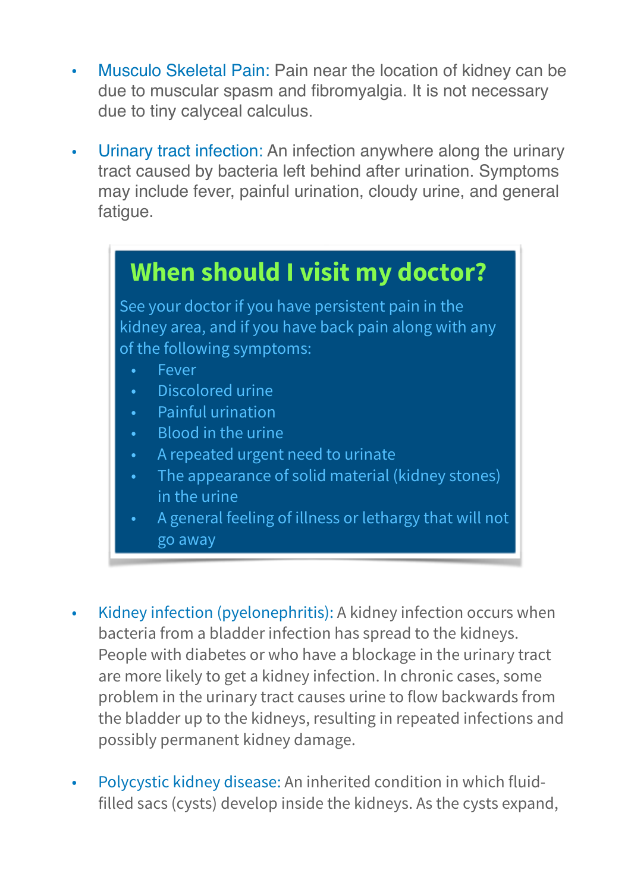- **Musculo Skeletal Pain:** Pain near the location of kidney can be due to muscular spasm and fibromyalgia. It is not necessary due to tiny calyceal calculus.

- **Urinary tract infection:** An infection anywhere along the urinary tract caused by bacteria left behind after urination. Symptoms may include fever, painful urination, cloudy urine, and general fatigue.

> ## When should I visit my doctor?
>
> See your doctor if you have persistent pain in the kidney area, and if you have back pain along with any of the following symptoms:
>
> - Fever
> - Discolored urine
> - Painful urination
> - Blood in the urine
> - A repeated urgent need to urinate
> - The appearance of solid material (kidney stones) in the urine
> - A general feeling of illness or lethargy that will not go away

- **Kidney infection (pyelonephritis):** A kidney infection occurs when bacteria from a bladder infection has spread to the kidneys. People with diabetes or who have a blockage in the urinary tract are more likely to get a kidney infection. In chronic cases, some problem in the urinary tract causes urine to flow backwards from the bladder up to the kidneys, resulting in repeated infections and possibly permanent kidney damage.

- **Polycystic kidney disease:** An inherited condition in which fluid-filled sacs (cysts) develop inside the kidneys. As the cysts expand,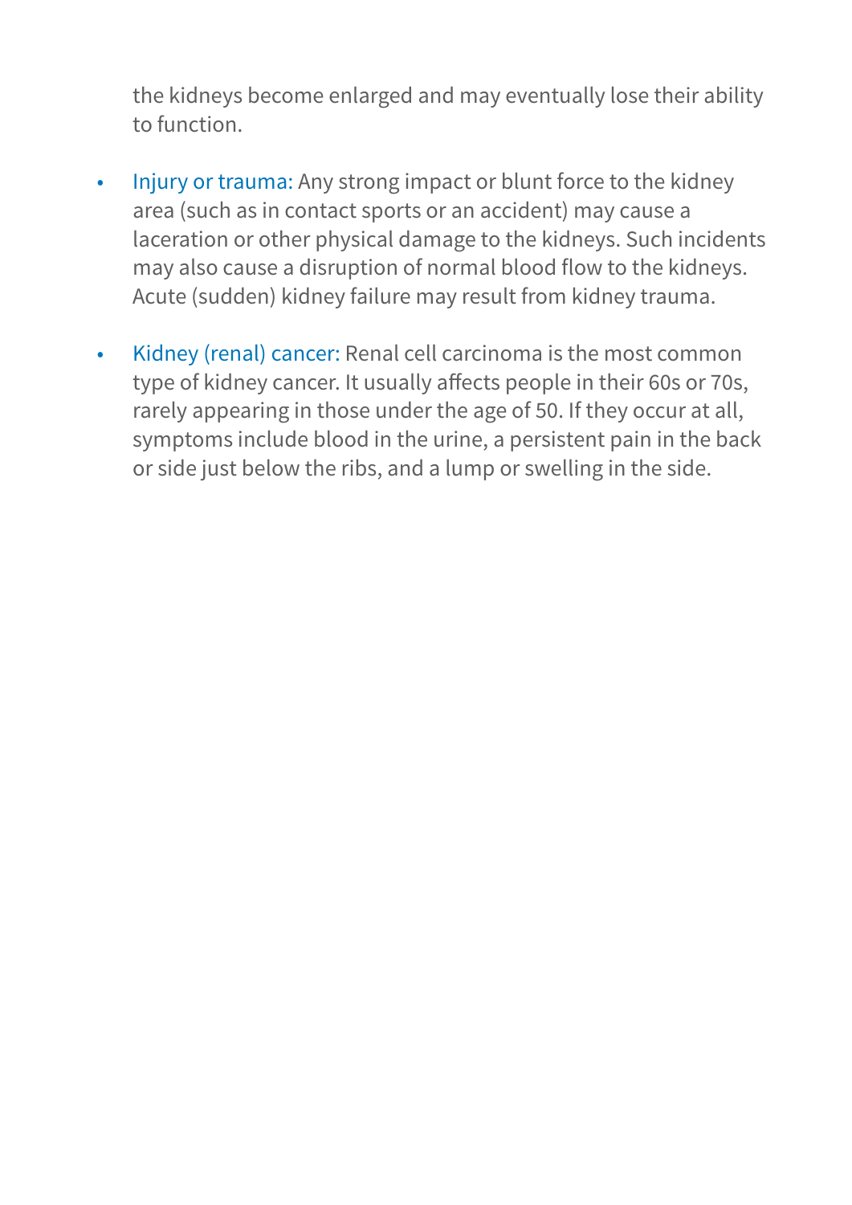the kidneys become enlarged and may eventually lose their ability to function.

- Injury or trauma: Any strong impact or blunt force to the kidney area (such as in contact sports or an accident) may cause a laceration or other physical damage to the kidneys. Such incidents may also cause a disruption of normal blood flow to the kidneys. Acute (sudden) kidney failure may result from kidney trauma.
- Kidney (renal) cancer: Renal cell carcinoma is the most common type of kidney cancer. It usually affects people in their 60s or 70s, rarely appearing in those under the age of 50. If they occur at all, symptoms include blood in the urine, a persistent pain in the back or side just below the ribs, and a lump or swelling in the side.